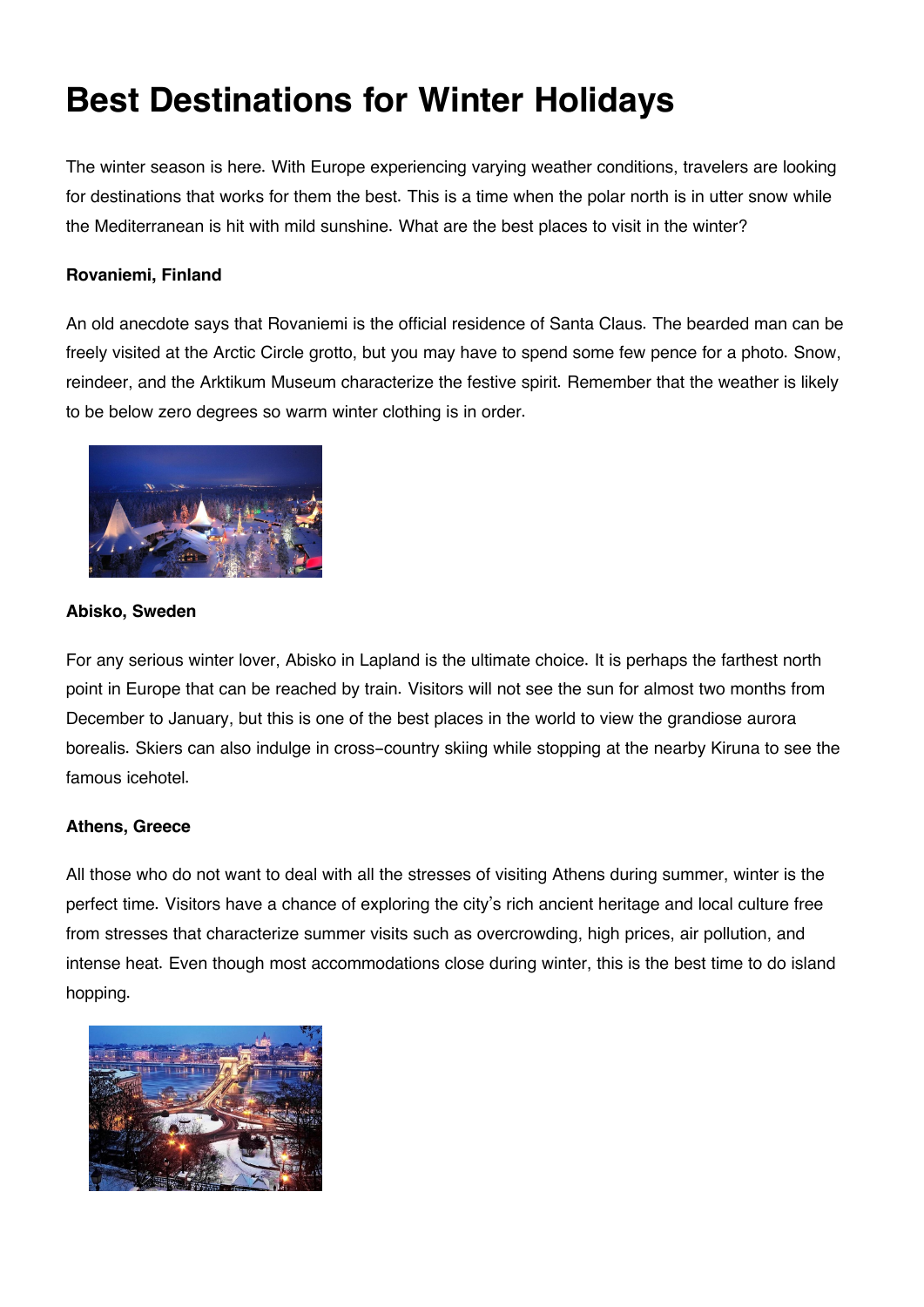# Best Destinations for Winter Holidays

The winter season is here. With Europe experiencing varying weather conditions, travelers are looking for destinations that works for them the best. This is a time when the polar north is in utter snow while the Mediterranean is hit with mild sunshine. What are the best places to visit in the winter?

**Rovaniemi, Finland**

An old anecdote says that Rovaniemi is the official residence of Santa Claus. The bearded man can be freely visited at the Arctic Circle grotto, but you may have to spend some few pence for a photo. Snow, reindeer, and the Arktikum Museum characterize the festive spirit. Remember that the weather is likely to be below zero degrees so warm winter clothing is in order.

**Abisko, Sweden**

For any serious winter lover, Abisko in Lapland is the ultimate choice. It is perhaps the farthest north point in Europe that can be reached by train. Visitors will not see the sun for almost two months from December to January, but this is one of the best places in the world to view the grandiose aurora borealis. Skiers can also indulge in cross-country skiing while stopping at the nearby Kiruna to see the famous icehotel.

**Athens, Greece**

All those who do not want to deal with all the stresses of visiting Athens during summer, winter is the perfect time. Visitors have a chance of exploring the city's rich ancient heritage and local culture free from stresses that characterize summer visits such as overcrowding, high prices, air pollution, and intense heat. Even though most accommodations close during winter, this is the best time to do island hopping.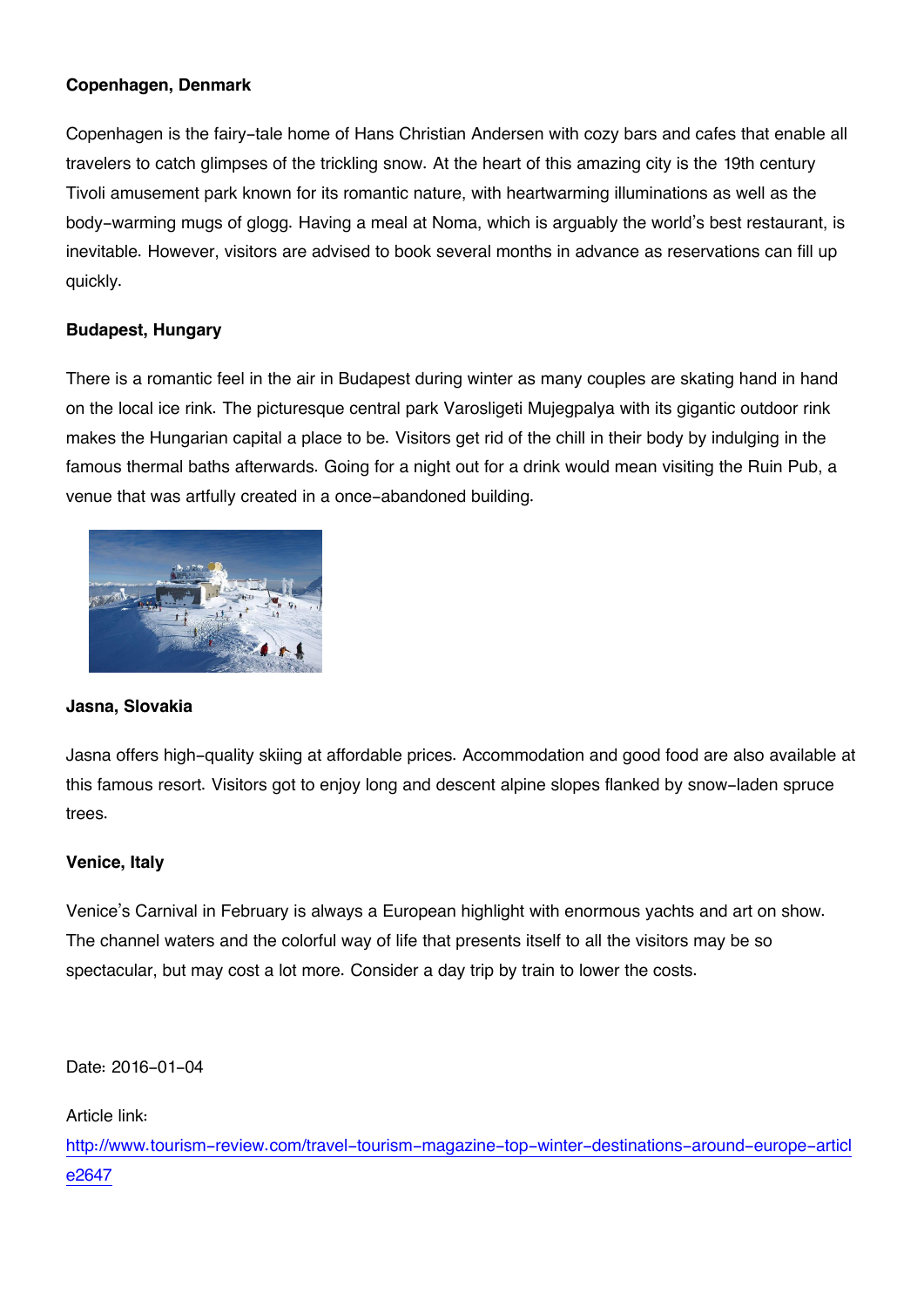**Copenhagen, Denmark**

Copenhagen is the fairy-tale home of Hans Christian Andersen with cozy bars and cafes that enable all travelers to catch glimpses of the trickling snow. At the heart of this amazing city is the 19th century Tivoli amusement park known for its romantic nature, with heartwarming illuminations as well as the body-warming mugs of glogg. Having a meal at Noma, which is arguably the world's best restaurant, is inevitable. However, visitors are advised to book several months in advance as reservations can fill up quickly.

**Budapest, Hungary**

There is a romantic feel in the air in Budapest during winter as many couples are skating hand in hand on the local ice rink. The picturesque central park Varosligeti Mujegpalya with its gigantic outdoor rink makes the Hungarian capital a place to be. Visitors get rid of the chill in their body by indulging in the famous thermal baths afterwards. Going for a night out for a drink would mean visiting the Ruin Pub, a venue that was artfully created in a once-abandoned building.

**Jasna, Slovakia**

Jasna offers high-quality skiing at affordable prices. Accommodation and good food are also available at this famous resort. Visitors got to enjoy long and descent alpine slopes flanked by snow-laden spruce trees.

**Venice, Italy**

Venice's Carnival in February is always a European highlight with enormous yachts and art on show. The channel waters and the colorful way of life that presents itself to all the visitors may be so spectacular, but may cost a lot more. Consider a day trip by train to lower the costs.

Date: 2016-01-04

Article link:
[http://www.tourism-review.com/travel-tourism-magazine-top-winter-destinations-around-europe-article2647](http://www.tourism-review.com/travel-tourism-magazine-top-winter-destinations-around-europe-article2647)